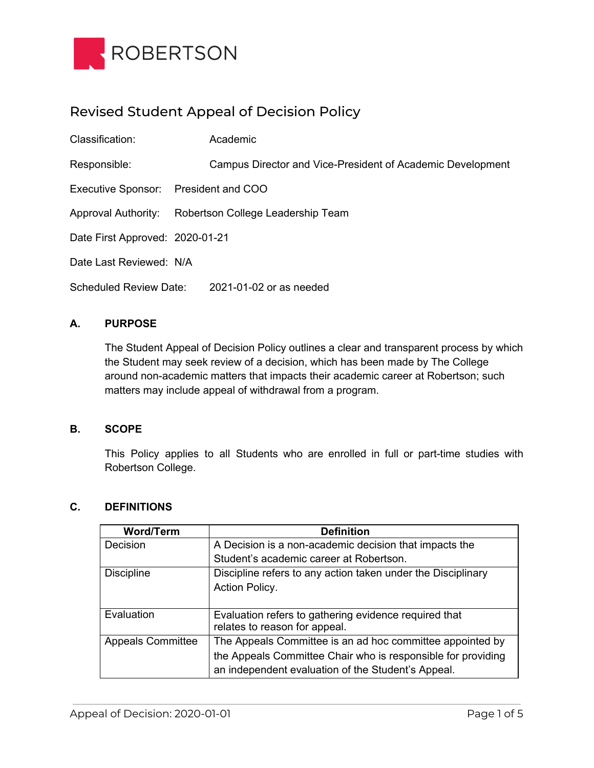ROBERTSON

# Revised Student Appeal of Decision Policy

Classification: Academic

Responsible: Campus Director and Vice-President of Academic Development

Executive Sponsor: President and COO

Approval Authority: Robertson College Leadership Team

Date First Approved: 2020-01-21

Date Last Reviewed: N/A

Scheduled Review Date: 2021-01-02 or as needed

## A. PURPOSE

The Student Appeal of Decision Policy outlines a clear and transparent process by which the Student may seek review of a decision, which has been made by The College around non-academic matters that impacts their academic career at Robertson; such matters may include appeal of withdrawal from a program.

## B. SCOPE

This Policy applies to all Students who are enrolled in full or part-time studies with Robertson College.

## C. DEFINITIONS

| Word/Term | Definition |
|---|---|
| Decision | A Decision is a non-academic decision that impacts the Student's academic career at Robertson. |
| Discipline | Discipline refers to any action taken under the Disciplinary Action Policy. |
| Evaluation | Evaluation refers to gathering evidence required that relates to reason for appeal. |
| Appeals Committee | The Appeals Committee is an ad hoc committee appointed by the Appeals Committee Chair who is responsible for providing an independent evaluation of the Student's Appeal. |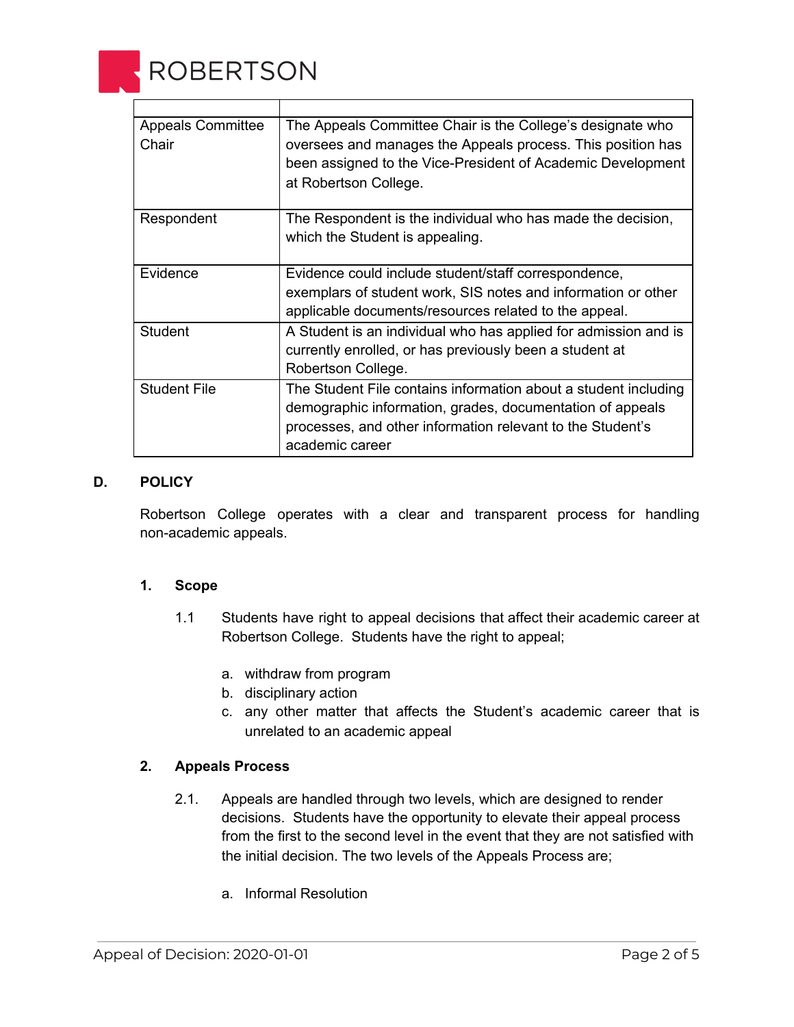| | |
|---|---|
| Appeals Committee Chair | The Appeals Committee Chair is the College's designate who oversees and manages the Appeals process. This position has been assigned to the Vice-President of Academic Development at Robertson College. |
| Respondent | The Respondent is the individual who has made the decision, which the Student is appealing. |
| Evidence | Evidence could include student/staff correspondence, exemplars of student work, SIS notes and information or other applicable documents/resources related to the appeal. |
| Student | A Student is an individual who has applied for admission and is currently enrolled, or has previously been a student at Robertson College. |
| Student File | The Student File contains information about a student including demographic information, grades, documentation of appeals processes, and other information relevant to the Student's academic career |

## D. POLICY

Robertson College operates with a clear and transparent process for handling non-academic appeals.

### 1. Scope

1.1 Students have right to appeal decisions that affect their academic career at Robertson College. Students have the right to appeal;

a. withdraw from program
b. disciplinary action
c. any other matter that affects the Student's academic career that is unrelated to an academic appeal

### 2. Appeals Process

2.1. Appeals are handled through two levels, which are designed to render decisions. Students have the opportunity to elevate their appeal process from the first to the second level in the event that they are not satisfied with the initial decision. The two levels of the Appeals Process are;

a. Informal Resolution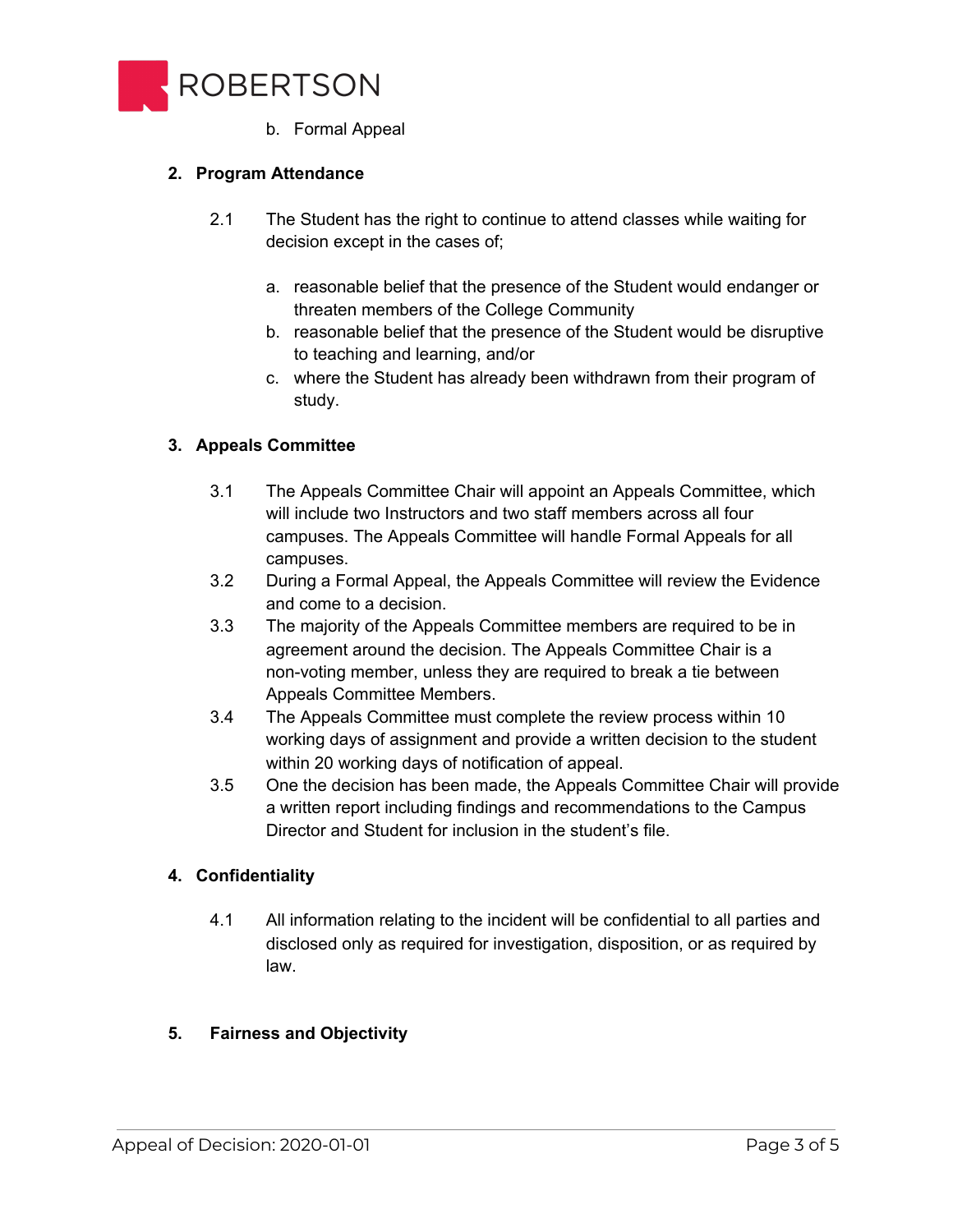b. Formal Appeal

## 2. Program Attendance

2.1 The Student has the right to continue to attend classes while waiting for decision except in the cases of;

a. reasonable belief that the presence of the Student would endanger or threaten members of the College Community
b. reasonable belief that the presence of the Student would be disruptive to teaching and learning, and/or
c. where the Student has already been withdrawn from their program of study.

## 3. Appeals Committee

3.1 The Appeals Committee Chair will appoint an Appeals Committee, which will include two Instructors and two staff members across all four campuses. The Appeals Committee will handle Formal Appeals for all campuses.

3.2 During a Formal Appeal, the Appeals Committee will review the Evidence and come to a decision.

3.3 The majority of the Appeals Committee members are required to be in agreement around the decision. The Appeals Committee Chair is a non-voting member, unless they are required to break a tie between Appeals Committee Members.

3.4 The Appeals Committee must complete the review process within 10 working days of assignment and provide a written decision to the student within 20 working days of notification of appeal.

3.5 One the decision has been made, the Appeals Committee Chair will provide a written report including findings and recommendations to the Campus Director and Student for inclusion in the student's file.

## 4. Confidentiality

4.1 All information relating to the incident will be confidential to all parties and disclosed only as required for investigation, disposition, or as required by law.

## 5. Fairness and Objectivity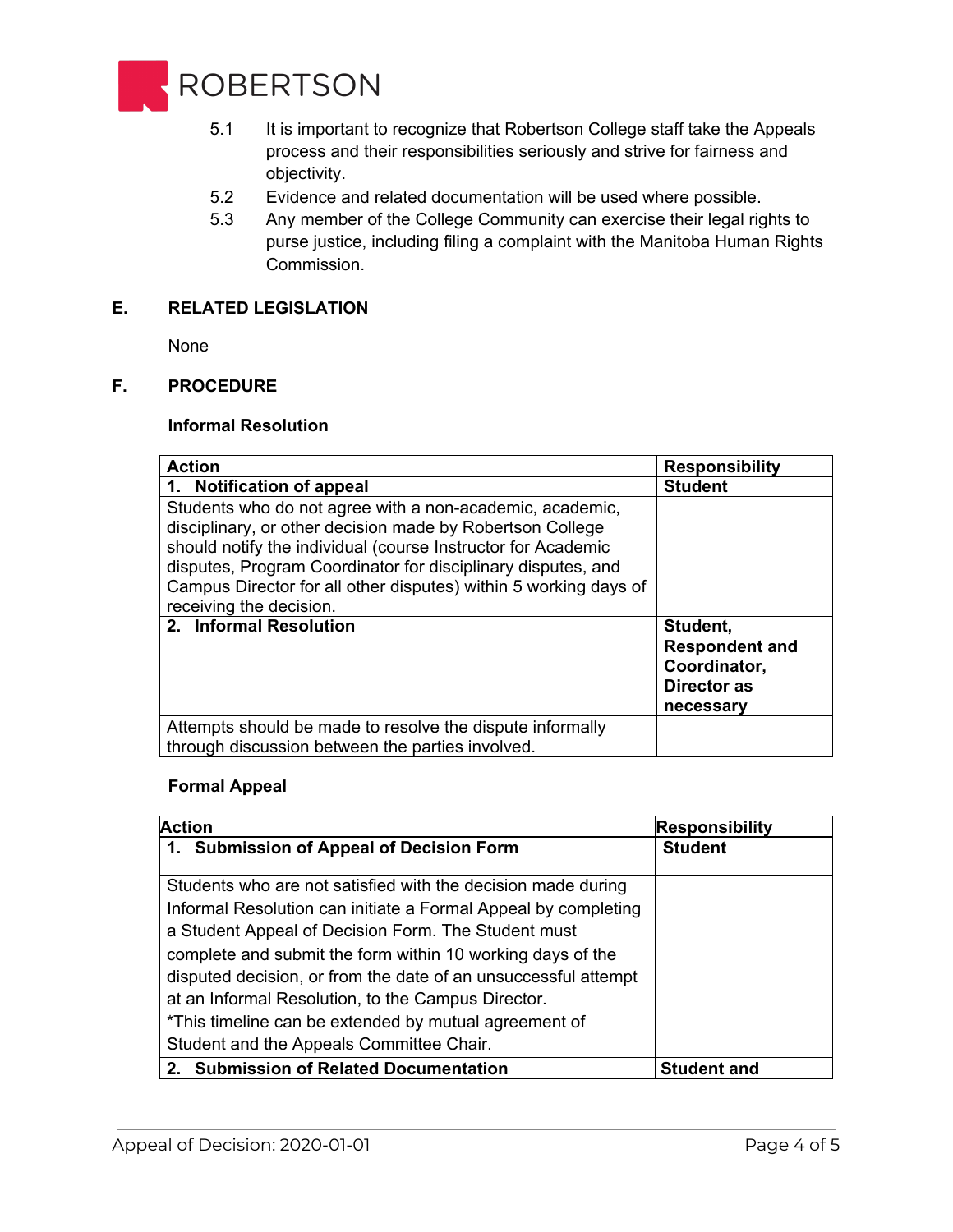5.1 It is important to recognize that Robertson College staff take the Appeals process and their responsibilities seriously and strive for fairness and objectivity.

5.2 Evidence and related documentation will be used where possible.

5.3 Any member of the College Community can exercise their legal rights to purse justice, including filing a complaint with the Manitoba Human Rights Commission.

## E. RELATED LEGISLATION

None

## F. PROCEDURE

### Informal Resolution

| Action | Responsibility |
|---|---|
| **1. Notification of appeal** | **Student** |
| Students who do not agree with a non-academic, academic, disciplinary, or other decision made by Robertson College should notify the individual (course Instructor for Academic disputes, Program Coordinator for disciplinary disputes, and Campus Director for all other disputes) within 5 working days of receiving the decision. | |
| **2. Informal Resolution** | **Student, Respondent and Coordinator, Director as necessary** |
| Attempts should be made to resolve the dispute informally through discussion between the parties involved. | |

### Formal Appeal

| Action | Responsibility |
|---|---|
| **1. Submission of Appeal of Decision Form** | **Student** |
| Students who are not satisfied with the decision made during Informal Resolution can initiate a Formal Appeal by completing a Student Appeal of Decision Form. The Student must complete and submit the form within 10 working days of the disputed decision, or from the date of an unsuccessful attempt at an Informal Resolution, to the Campus Director.<br>*This timeline can be extended by mutual agreement of Student and the Appeals Committee Chair. | |
| **2. Submission of Related Documentation** | **Student and** |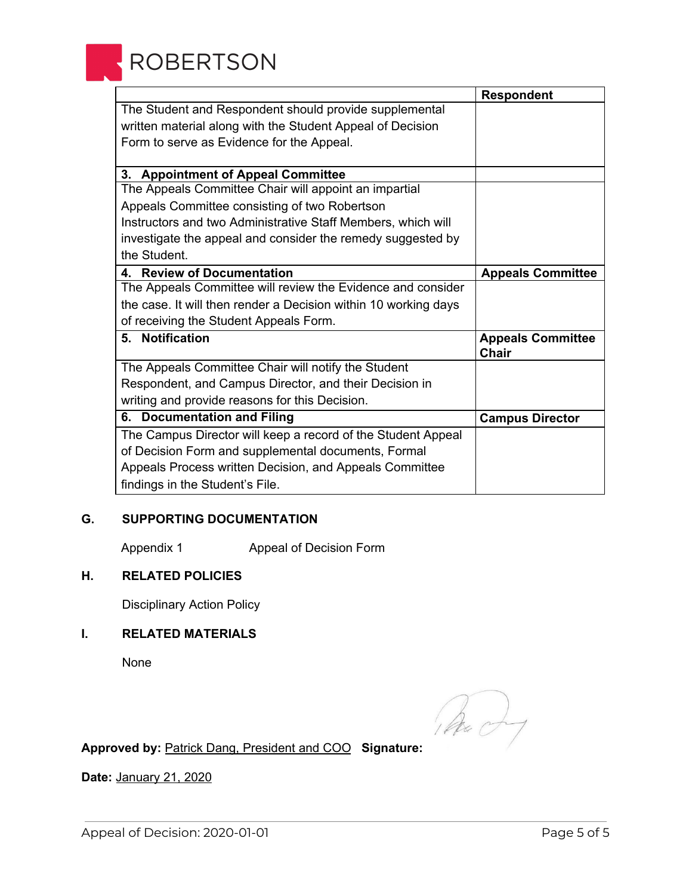| | Respondent |
| --- | --- |
| The Student and Respondent should provide supplemental written material along with the Student Appeal of Decision Form to serve as Evidence for the Appeal. | |
| **3. Appointment of Appeal Committee** | |
| The Appeals Committee Chair will appoint an impartial Appeals Committee consisting of two Robertson Instructors and two Administrative Staff Members, which will investigate the appeal and consider the remedy suggested by the Student. | |
| **4. Review of Documentation** | **Appeals Committee** |
| The Appeals Committee will review the Evidence and consider the case. It will then render a Decision within 10 working days of receiving the Student Appeals Form. | |
| **5. Notification** | **Appeals Committee Chair** |
| The Appeals Committee Chair will notify the Student Respondent, and Campus Director, and their Decision in writing and provide reasons for this Decision. | |
| **6. Documentation and Filing** | **Campus Director** |
| The Campus Director will keep a record of the Student Appeal of Decision Form and supplemental documents, Formal Appeals Process written Decision, and Appeals Committee findings in the Student's File. | |

## G. SUPPORTING DOCUMENTATION

Appendix 1 Appeal of Decision Form

## H. RELATED POLICIES

Disciplinary Action Policy

## I. RELATED MATERIALS

None

**Approved by:** Patrick Dang, President and COO **Signature:**

**Date:** January 21, 2020